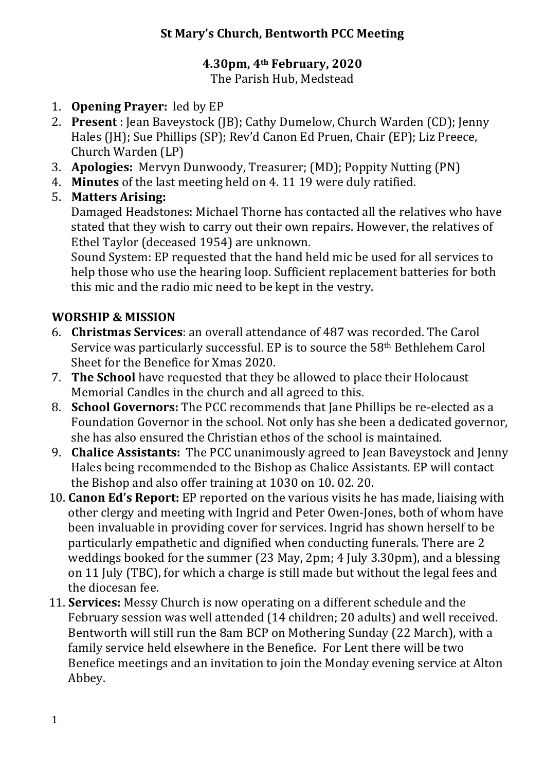# St Mary's Church, Bentworth PCC Meeting

**4.30pm, 4th February, 2020**
The Parish Hub, Medstead

1. **Opening Prayer:** led by EP
2. **Present** : Jean Baveystock (JB); Cathy Dumelow, Church Warden (CD); Jenny Hales (JH); Sue Phillips (SP); Rev'd Canon Ed Pruen, Chair (EP); Liz Preece, Church Warden (LP)
3. **Apologies:** Mervyn Dunwoody, Treasurer; (MD); Poppity Nutting (PN)
4. **Minutes** of the last meeting held on 4. 11 19 were duly ratified.
5. **Matters Arising:**
   Damaged Headstones: Michael Thorne has contacted all the relatives who have stated that they wish to carry out their own repairs. However, the relatives of Ethel Taylor (deceased 1954) are unknown.
   Sound System: EP requested that the hand held mic be used for all services to help those who use the hearing loop. Sufficient replacement batteries for both this mic and the radio mic need to be kept in the vestry.

## WORSHIP & MISSION

6. **Christmas Services**: an overall attendance of 487 was recorded. The Carol Service was particularly successful. EP is to source the 58th Bethlehem Carol Sheet for the Benefice for Xmas 2020.
7. **The School** have requested that they be allowed to place their Holocaust Memorial Candles in the church and all agreed to this.
8. **School Governors:** The PCC recommends that Jane Phillips be re-elected as a Foundation Governor in the school. Not only has she been a dedicated governor, she has also ensured the Christian ethos of the school is maintained.
9. **Chalice Assistants:** The PCC unanimously agreed to Jean Baveystock and Jenny Hales being recommended to the Bishop as Chalice Assistants. EP will contact the Bishop and also offer training at 1030 on 10. 02. 20.
10. **Canon Ed's Report:** EP reported on the various visits he has made, liaising with other clergy and meeting with Ingrid and Peter Owen-Jones, both of whom have been invaluable in providing cover for services. Ingrid has shown herself to be particularly empathetic and dignified when conducting funerals. There are 2 weddings booked for the summer (23 May, 2pm; 4 July 3.30pm), and a blessing on 11 July (TBC), for which a charge is still made but without the legal fees and the diocesan fee.
11. **Services:** Messy Church is now operating on a different schedule and the February session was well attended (14 children; 20 adults) and well received. Bentworth will still run the 8am BCP on Mothering Sunday (22 March), with a family service held elsewhere in the Benefice. For Lent there will be two Benefice meetings and an invitation to join the Monday evening service at Alton Abbey.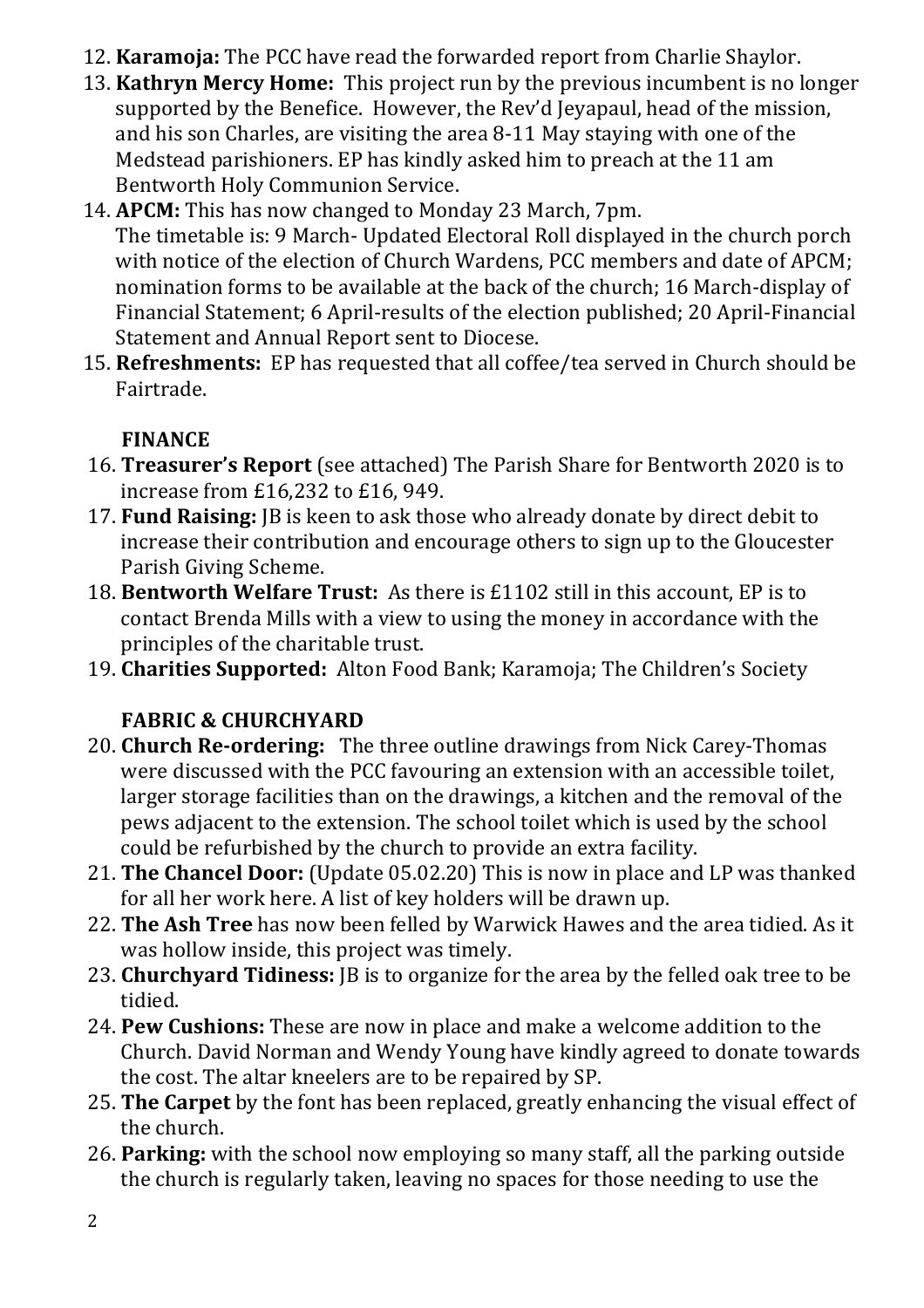12. **Karamoja:** The PCC have read the forwarded report from Charlie Shaylor.
13. **Kathryn Mercy Home:** This project run by the previous incumbent is no longer supported by the Benefice. However, the Rev'd Jeyapaul, head of the mission, and his son Charles, are visiting the area 8-11 May staying with one of the Medstead parishioners. EP has kindly asked him to preach at the 11 am Bentworth Holy Communion Service.
14. **APCM:** This has now changed to Monday 23 March, 7pm.
    The timetable is: 9 March- Updated Electoral Roll displayed in the church porch with notice of the election of Church Wardens, PCC members and date of APCM; nomination forms to be available at the back of the church; 16 March-display of Financial Statement; 6 April-results of the election published; 20 April-Financial Statement and Annual Report sent to Diocese.
15. **Refreshments:** EP has requested that all coffee/tea served in Church should be Fairtrade.

**FINANCE**

16. **Treasurer's Report** (see attached) The Parish Share for Bentworth 2020 is to increase from £16,232 to £16, 949.
17. **Fund Raising:** JB is keen to ask those who already donate by direct debit to increase their contribution and encourage others to sign up to the Gloucester Parish Giving Scheme.
18. **Bentworth Welfare Trust:** As there is £1102 still in this account, EP is to contact Brenda Mills with a view to using the money in accordance with the principles of the charitable trust.
19. **Charities Supported:** Alton Food Bank; Karamoja; The Children's Society

**FABRIC & CHURCHYARD**

20. **Church Re-ordering:** The three outline drawings from Nick Carey-Thomas were discussed with the PCC favouring an extension with an accessible toilet, larger storage facilities than on the drawings, a kitchen and the removal of the pews adjacent to the extension. The school toilet which is used by the school could be refurbished by the church to provide an extra facility.
21. **The Chancel Door:** (Update 05.02.20) This is now in place and LP was thanked for all her work here. A list of key holders will be drawn up.
22. **The Ash Tree** has now been felled by Warwick Hawes and the area tidied. As it was hollow inside, this project was timely.
23. **Churchyard Tidiness:** JB is to organize for the area by the felled oak tree to be tidied.
24. **Pew Cushions:** These are now in place and make a welcome addition to the Church. David Norman and Wendy Young have kindly agreed to donate towards the cost. The altar kneelers are to be repaired by SP.
25. **The Carpet** by the font has been replaced, greatly enhancing the visual effect of the church.
26. **Parking:** with the school now employing so many staff, all the parking outside the church is regularly taken, leaving no spaces for those needing to use the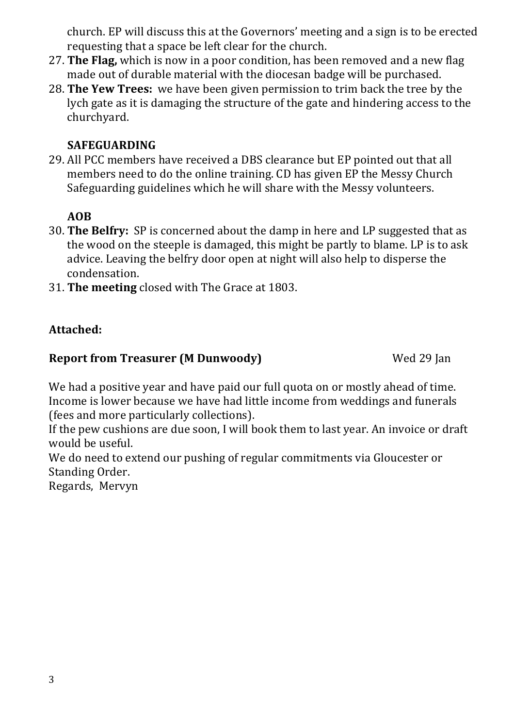church. EP will discuss this at the Governors' meeting and a sign is to be erected requesting that a space be left clear for the church.

27. **The Flag,** which is now in a poor condition, has been removed and a new flag made out of durable material with the diocesan badge will be purchased.
28. **The Yew Trees:** we have been given permission to trim back the tree by the lych gate as it is damaging the structure of the gate and hindering access to the churchyard.

**SAFEGUARDING**

29. All PCC members have received a DBS clearance but EP pointed out that all members need to do the online training. CD has given EP the Messy Church Safeguarding guidelines which he will share with the Messy volunteers.

**AOB**

30. **The Belfry:** SP is concerned about the damp in here and LP suggested that as the wood on the steeple is damaged, this might be partly to blame. LP is to ask advice. Leaving the belfry door open at night will also help to disperse the condensation.
31. **The meeting** closed with The Grace at 1803.

**Attached:**

**Report from Treasurer (M Dunwoody)** Wed 29 Jan

We had a positive year and have paid our full quota on or mostly ahead of time. Income is lower because we have had little income from weddings and funerals (fees and more particularly collections).
If the pew cushions are due soon, I will book them to last year. An invoice or draft would be useful.
We do need to extend our pushing of regular commitments via Gloucester or Standing Order.
Regards, Mervyn